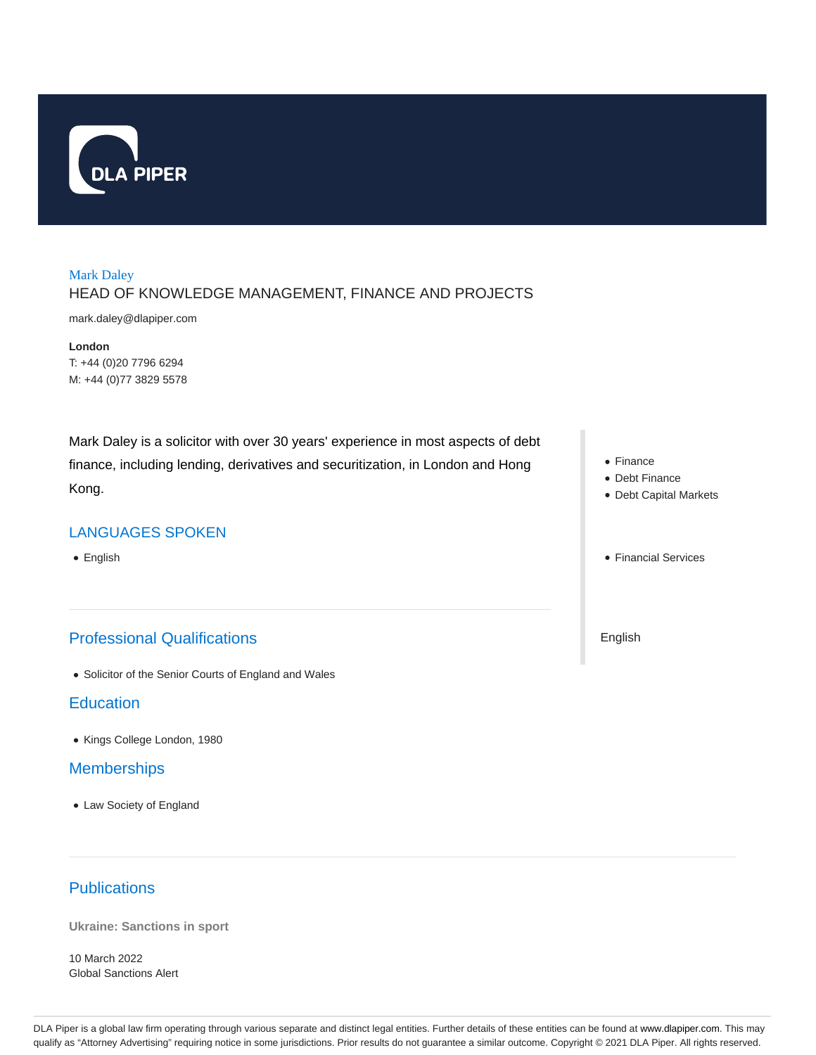DLA PIPER

# Mark Daley

## HEAD OF KNOWLEDGE MANAGEMENT, FINANCE AND PROJECTS

mark.daley@dlapiper.com

**London**
T: +44 (0)20 7796 6294
M: +44 (0)77 3829 5578

Mark Daley is a solicitor with over 30 years' experience in most aspects of debt finance, including lending, derivatives and securitization, in London and Hong Kong.

## LANGUAGES SPOKEN

- English

- Finance
- Debt Finance
- Debt Capital Markets

- Financial Services

English

## Professional Qualifications

- Solicitor of the Senior Courts of England and Wales

## Education

- Kings College London, 1980

## Memberships

- Law Society of England

## Publications

**Ukraine: Sanctions in sport**

10 March 2022
Global Sanctions Alert

DLA Piper is a global law firm operating through various separate and distinct legal entities. Further details of these entities can be found at www.dlapiper.com. This may qualify as "Attorney Advertising" requiring notice in some jurisdictions. Prior results do not guarantee a similar outcome. Copyright © 2021 DLA Piper. All rights reserved.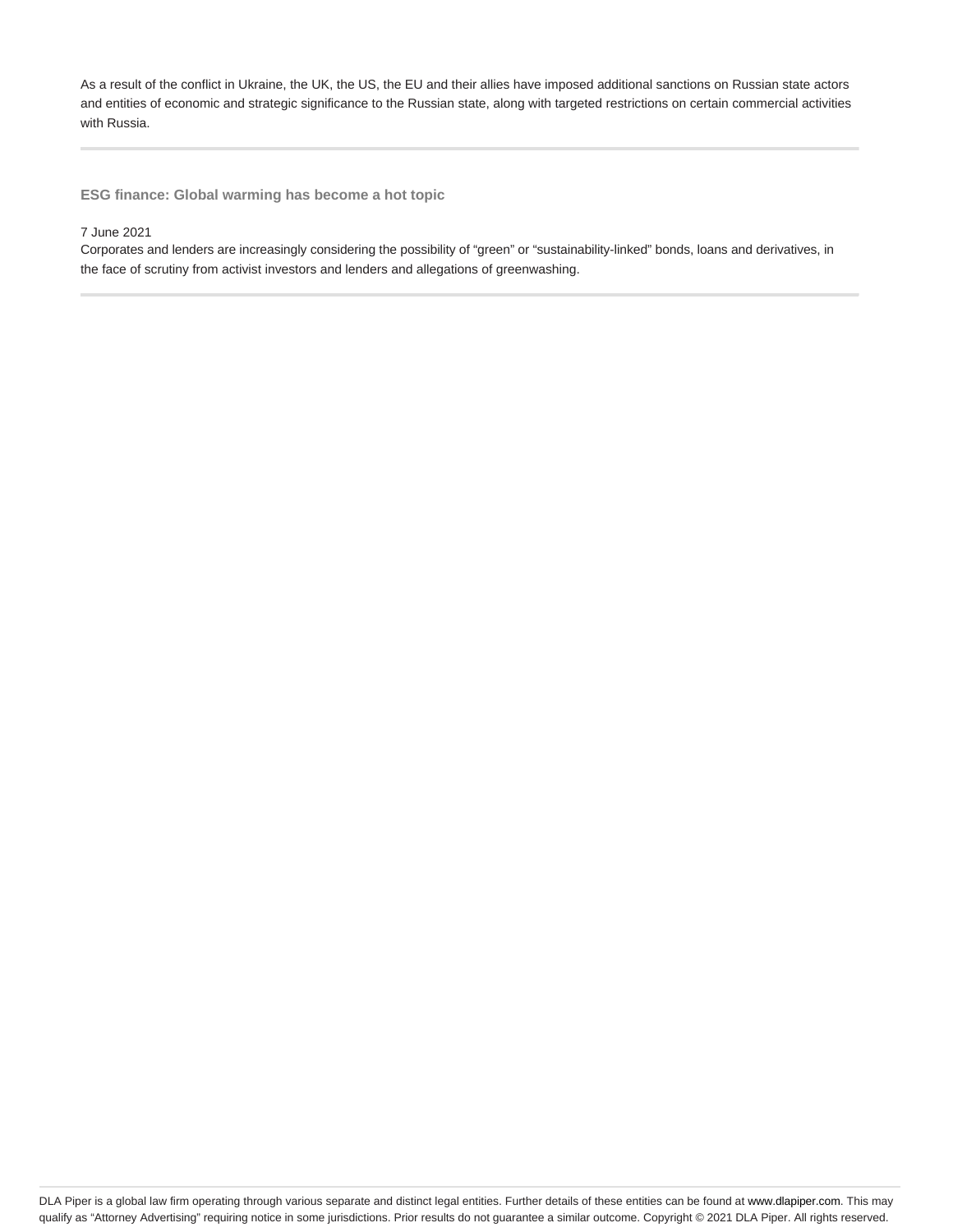As a result of the conflict in Ukraine, the UK, the US, the EU and their allies have imposed additional sanctions on Russian state actors and entities of economic and strategic significance to the Russian state, along with targeted restrictions on certain commercial activities with Russia.

---

**ESG finance: Global warming has become a hot topic**

7 June 2021

Corporates and lenders are increasingly considering the possibility of “green” or “sustainability-linked” bonds, loans and derivatives, in the face of scrutiny from activist investors and lenders and allegations of greenwashing.

---

DLA Piper is a global law firm operating through various separate and distinct legal entities. Further details of these entities can be found at www.dlapiper.com. This may qualify as “Attorney Advertising” requiring notice in some jurisdictions. Prior results do not guarantee a similar outcome. Copyright © 2021 DLA Piper. All rights reserved.